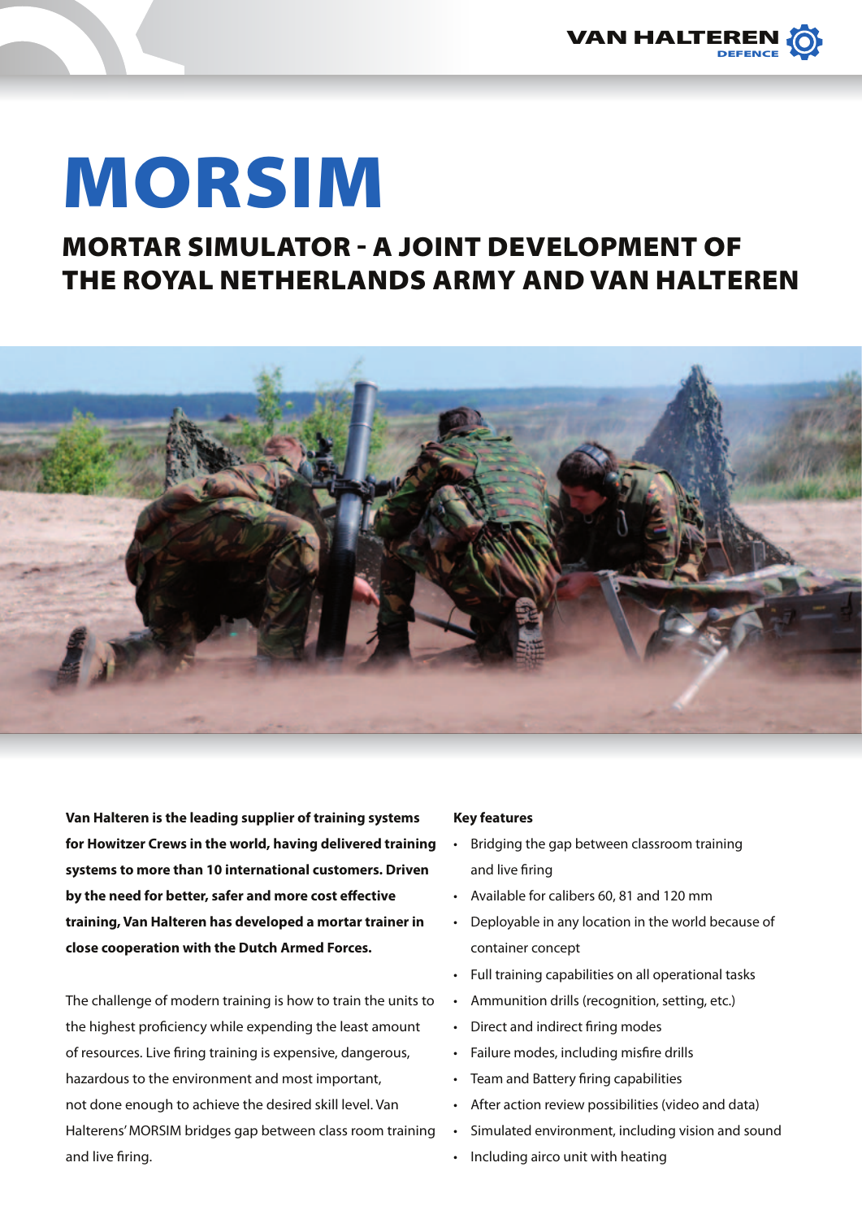# MORSIM

## MORTAR SIMULATOR - A JOINT DEVELOPMENT OF THE ROYAL NETHERLANDS ARMY AND VAN HALTEREN

**Van Halteren is the leading supplier of training systems for Howitzer Crews in the world, having delivered training systems to more than 10 international customers. Driven by the need for better, safer and more cost effective training, Van Halteren has developed a mortar trainer in close cooperation with the Dutch Armed Forces.**

The challenge of modern training is how to train the units to the highest proficiency while expending the least amount of resources. Live firing training is expensive, dangerous, hazardous to the environment and most important, not done enough to achieve the desired skill level. Van Halterens' MORSIM bridges gap between class room training and live firing.

**Key features**

- Bridging the gap between classroom training and live firing
- Available for calibers 60, 81 and 120 mm
- Deployable in any location in the world because of container concept
- Full training capabilities on all operational tasks
- Ammunition drills (recognition, setting, etc.)
- Direct and indirect firing modes
- Failure modes, including misfire drills
- Team and Battery firing capabilities
- After action review possibilities (video and data)
- Simulated environment, including vision and sound
- Including airco unit with heating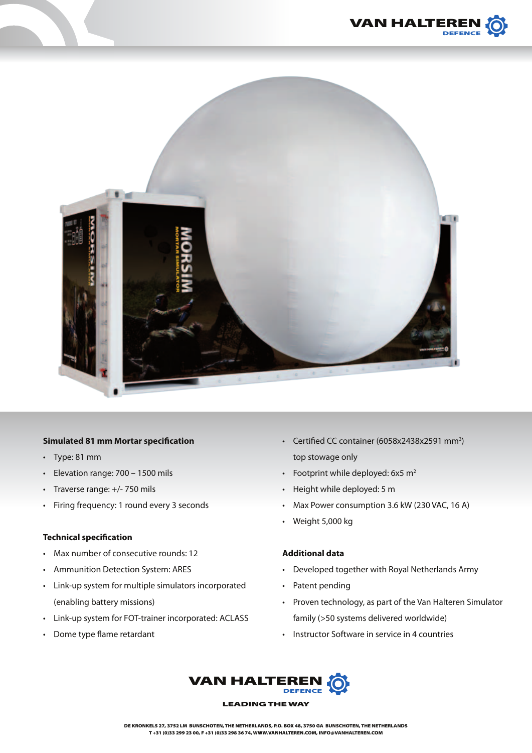**Simulated 81 mm Mortar specification**

- Type: 81 mm
- Elevation range: 700 – 1500 mils
- Traverse range: +/- 750 mils
- Firing frequency: 1 round every 3 seconds

**Technical specification**

- Max number of consecutive rounds: 12
- Ammunition Detection System: ARES
- Link-up system for multiple simulators incorporated (enabling battery missions)
- Link-up system for FOT-trainer incorporated: ACLASS
- Dome type flame retardant
- Certified CC container (6058x2438x2591 $mm^3$) top stowage only
- Footprint while deployed: 6x5 $m^2$
- Height while deployed: 5 m
- Max Power consumption 3.6 kW (230 VAC, 16 A)
- Weight 5,000 kg

**Additional data**

- Developed together with Royal Netherlands Army
- Patent pending
- Proven technology, as part of the Van Halteren Simulator family (>50 systems delivered worldwide)
- Instructor Software in service in 4 countries

VAN HALTEREN DEFENCE

LEADING THE WAY

DE KRONKELS 27, 3752 LM BUNSCHOTEN, THE NETHERLANDS, P.O. BOX 48, 3750 GA BUNSCHOTEN, THE NETHERLANDS
T +31 (0)33 299 23 00, F +31 (0)33 298 36 74, WWW.VANHALTEREN.COM, INFO@VANHALTEREN.COM